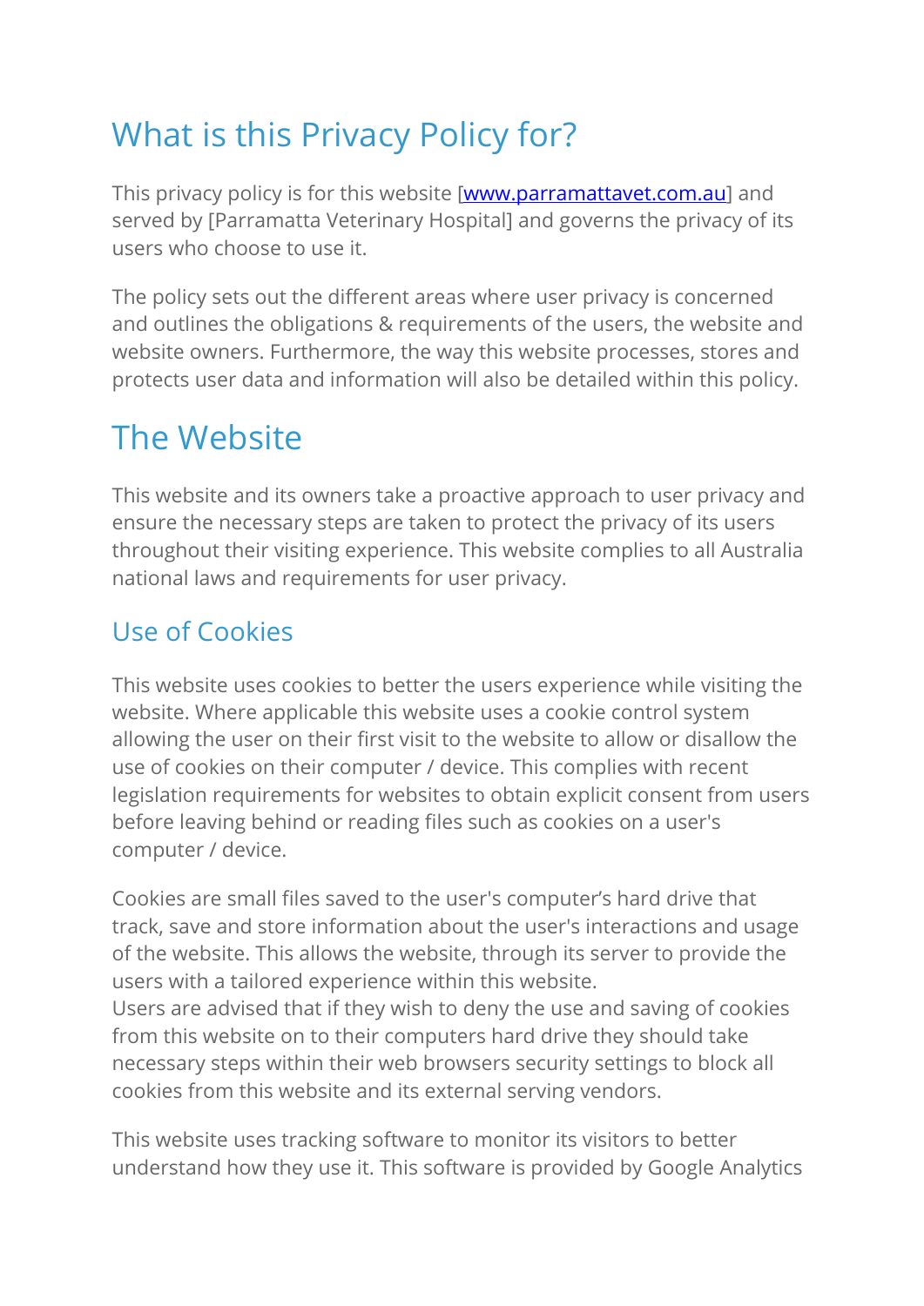# What is this Privacy Policy for?

This privacy policy is for this website [www.parramattavet.com.au] and served by [Parramatta Veterinary Hospital] and governs the privacy of its users who choose to use it.

The policy sets out the different areas where user privacy is concerned and outlines the obligations & requirements of the users, the website and website owners. Furthermore, the way this website processes, stores and protects user data and information will also be detailed within this policy.

# The Website

This website and its owners take a proactive approach to user privacy and ensure the necessary steps are taken to protect the privacy of its users throughout their visiting experience. This website complies to all Australia national laws and requirements for user privacy.

## Use of Cookies

This website uses cookies to better the users experience while visiting the website. Where applicable this website uses a cookie control system allowing the user on their first visit to the website to allow or disallow the use of cookies on their computer / device. This complies with recent legislation requirements for websites to obtain explicit consent from users before leaving behind or reading files such as cookies on a user's computer / device.

Cookies are small files saved to the user's computer's hard drive that track, save and store information about the user's interactions and usage of the website. This allows the website, through its server to provide the users with a tailored experience within this website.
Users are advised that if they wish to deny the use and saving of cookies from this website on to their computers hard drive they should take necessary steps within their web browsers security settings to block all cookies from this website and its external serving vendors.

This website uses tracking software to monitor its visitors to better understand how they use it. This software is provided by Google Analytics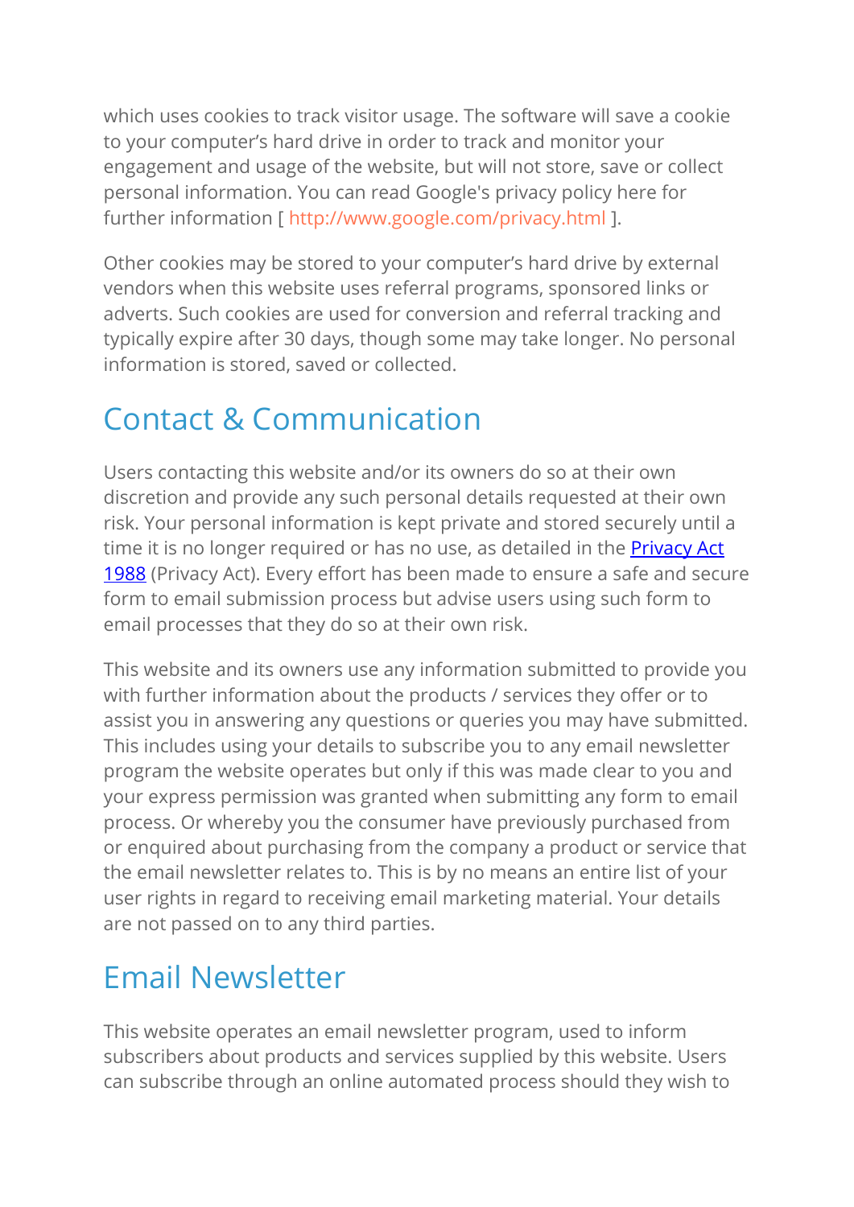which uses cookies to track visitor usage. The software will save a cookie to your computer's hard drive in order to track and monitor your engagement and usage of the website, but will not store, save or collect personal information. You can read Google's privacy policy here for further information [ http://www.google.com/privacy.html ].

Other cookies may be stored to your computer's hard drive by external vendors when this website uses referral programs, sponsored links or adverts. Such cookies are used for conversion and referral tracking and typically expire after 30 days, though some may take longer. No personal information is stored, saved or collected.

## Contact & Communication

Users contacting this website and/or its owners do so at their own discretion and provide any such personal details requested at their own risk. Your personal information is kept private and stored securely until a time it is no longer required or has no use, as detailed in the Privacy Act 1988 (Privacy Act). Every effort has been made to ensure a safe and secure form to email submission process but advise users using such form to email processes that they do so at their own risk.

This website and its owners use any information submitted to provide you with further information about the products / services they offer or to assist you in answering any questions or queries you may have submitted. This includes using your details to subscribe you to any email newsletter program the website operates but only if this was made clear to you and your express permission was granted when submitting any form to email process. Or whereby you the consumer have previously purchased from or enquired about purchasing from the company a product or service that the email newsletter relates to. This is by no means an entire list of your user rights in regard to receiving email marketing material. Your details are not passed on to any third parties.

## Email Newsletter

This website operates an email newsletter program, used to inform subscribers about products and services supplied by this website. Users can subscribe through an online automated process should they wish to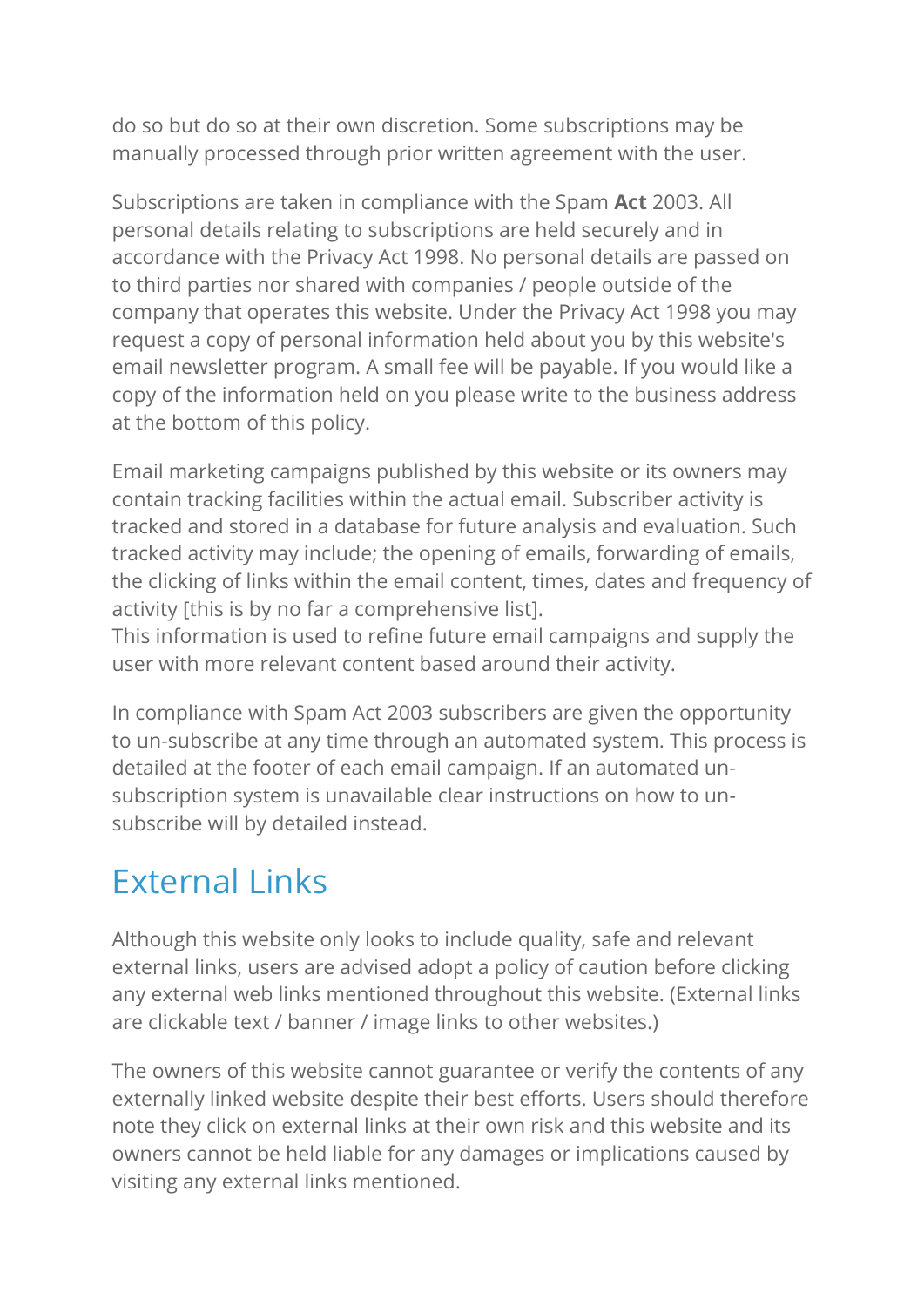do so but do so at their own discretion. Some subscriptions may be manually processed through prior written agreement with the user.

Subscriptions are taken in compliance with the Spam **Act** 2003. All personal details relating to subscriptions are held securely and in accordance with the Privacy Act 1998. No personal details are passed on to third parties nor shared with companies / people outside of the company that operates this website. Under the Privacy Act 1998 you may request a copy of personal information held about you by this website's email newsletter program. A small fee will be payable. If you would like a copy of the information held on you please write to the business address at the bottom of this policy.

Email marketing campaigns published by this website or its owners may contain tracking facilities within the actual email. Subscriber activity is tracked and stored in a database for future analysis and evaluation. Such tracked activity may include; the opening of emails, forwarding of emails, the clicking of links within the email content, times, dates and frequency of activity [this is by no far a comprehensive list].
This information is used to refine future email campaigns and supply the user with more relevant content based around their activity.

In compliance with Spam Act 2003 subscribers are given the opportunity to un-subscribe at any time through an automated system. This process is detailed at the footer of each email campaign. If an automated un-subscription system is unavailable clear instructions on how to un-subscribe will by detailed instead.

## External Links

Although this website only looks to include quality, safe and relevant external links, users are advised adopt a policy of caution before clicking any external web links mentioned throughout this website. (External links are clickable text / banner / image links to other websites.)

The owners of this website cannot guarantee or verify the contents of any externally linked website despite their best efforts. Users should therefore note they click on external links at their own risk and this website and its owners cannot be held liable for any damages or implications caused by visiting any external links mentioned.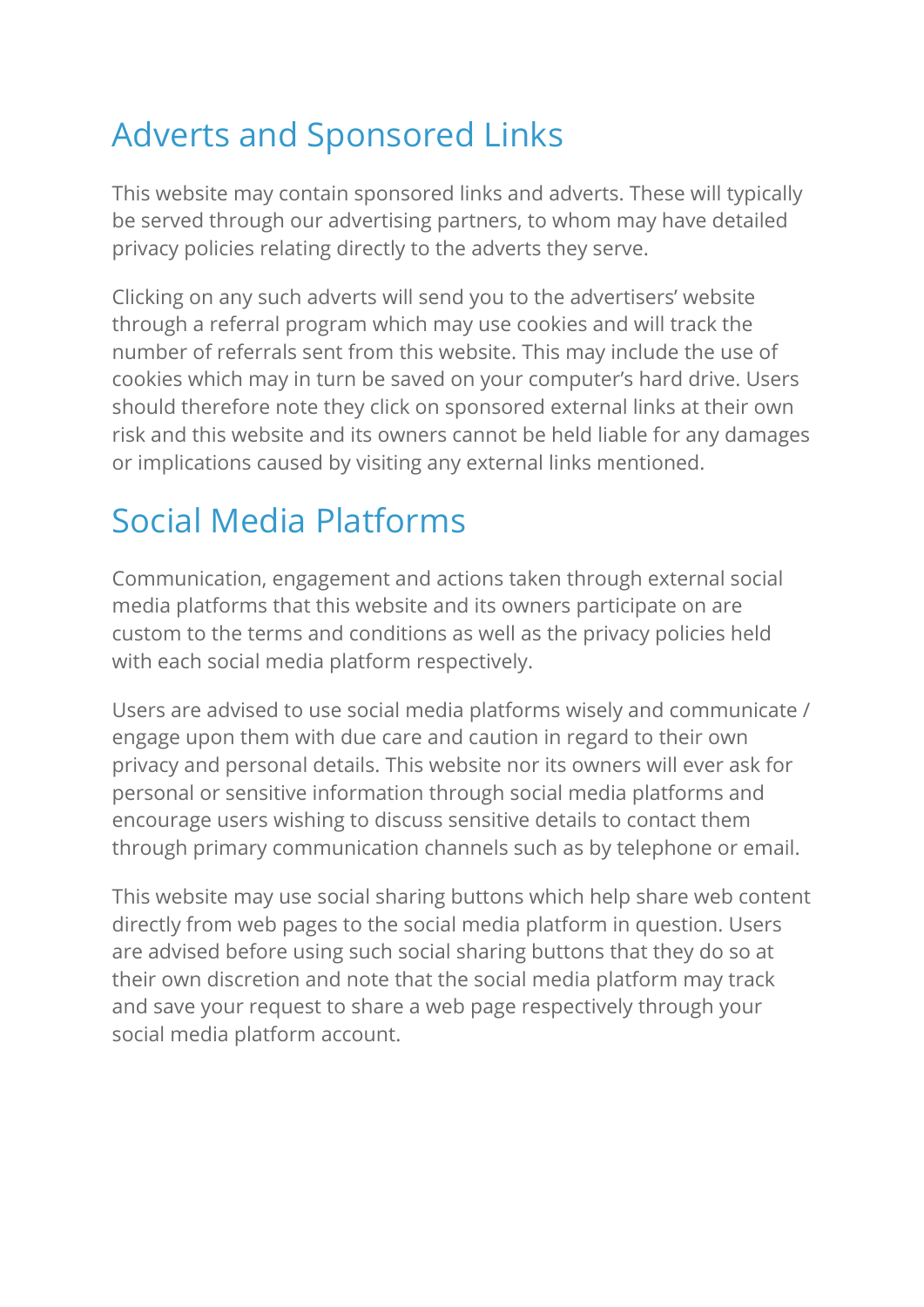## Adverts and Sponsored Links

This website may contain sponsored links and adverts. These will typically be served through our advertising partners, to whom may have detailed privacy policies relating directly to the adverts they serve.

Clicking on any such adverts will send you to the advertisers' website through a referral program which may use cookies and will track the number of referrals sent from this website. This may include the use of cookies which may in turn be saved on your computer's hard drive. Users should therefore note they click on sponsored external links at their own risk and this website and its owners cannot be held liable for any damages or implications caused by visiting any external links mentioned.

## Social Media Platforms

Communication, engagement and actions taken through external social media platforms that this website and its owners participate on are custom to the terms and conditions as well as the privacy policies held with each social media platform respectively.

Users are advised to use social media platforms wisely and communicate / engage upon them with due care and caution in regard to their own privacy and personal details. This website nor its owners will ever ask for personal or sensitive information through social media platforms and encourage users wishing to discuss sensitive details to contact them through primary communication channels such as by telephone or email.

This website may use social sharing buttons which help share web content directly from web pages to the social media platform in question. Users are advised before using such social sharing buttons that they do so at their own discretion and note that the social media platform may track and save your request to share a web page respectively through your social media platform account.